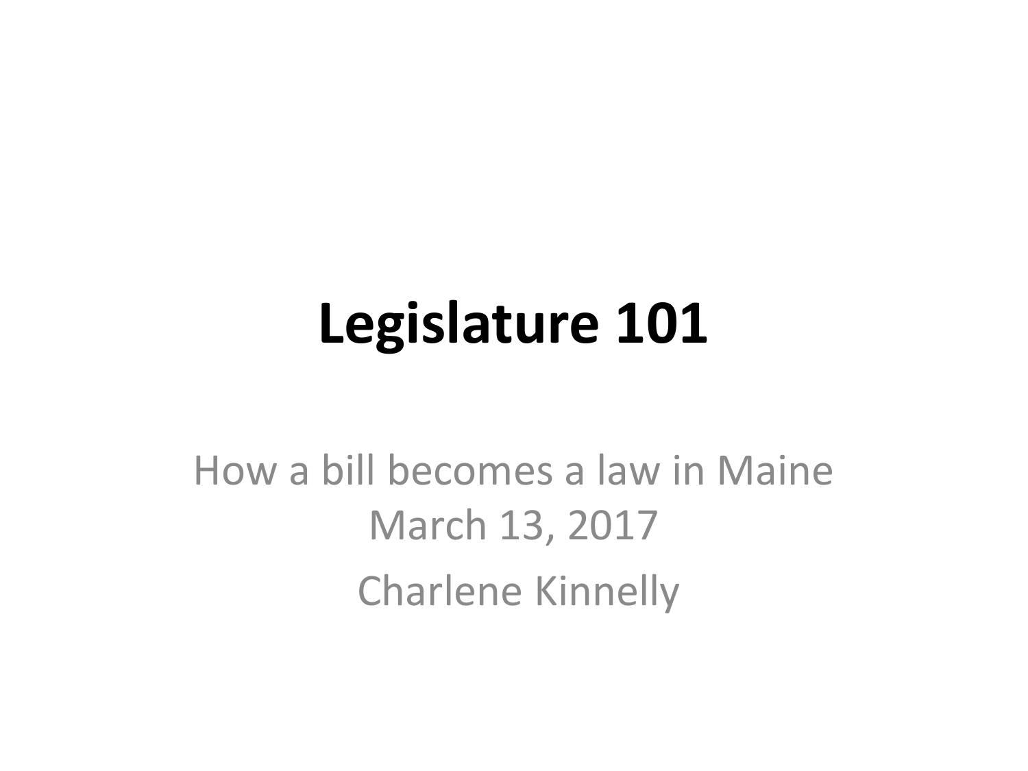# Legislature 101

How a bill becomes a law in Maine
March 13, 2017
Charlene Kinnelly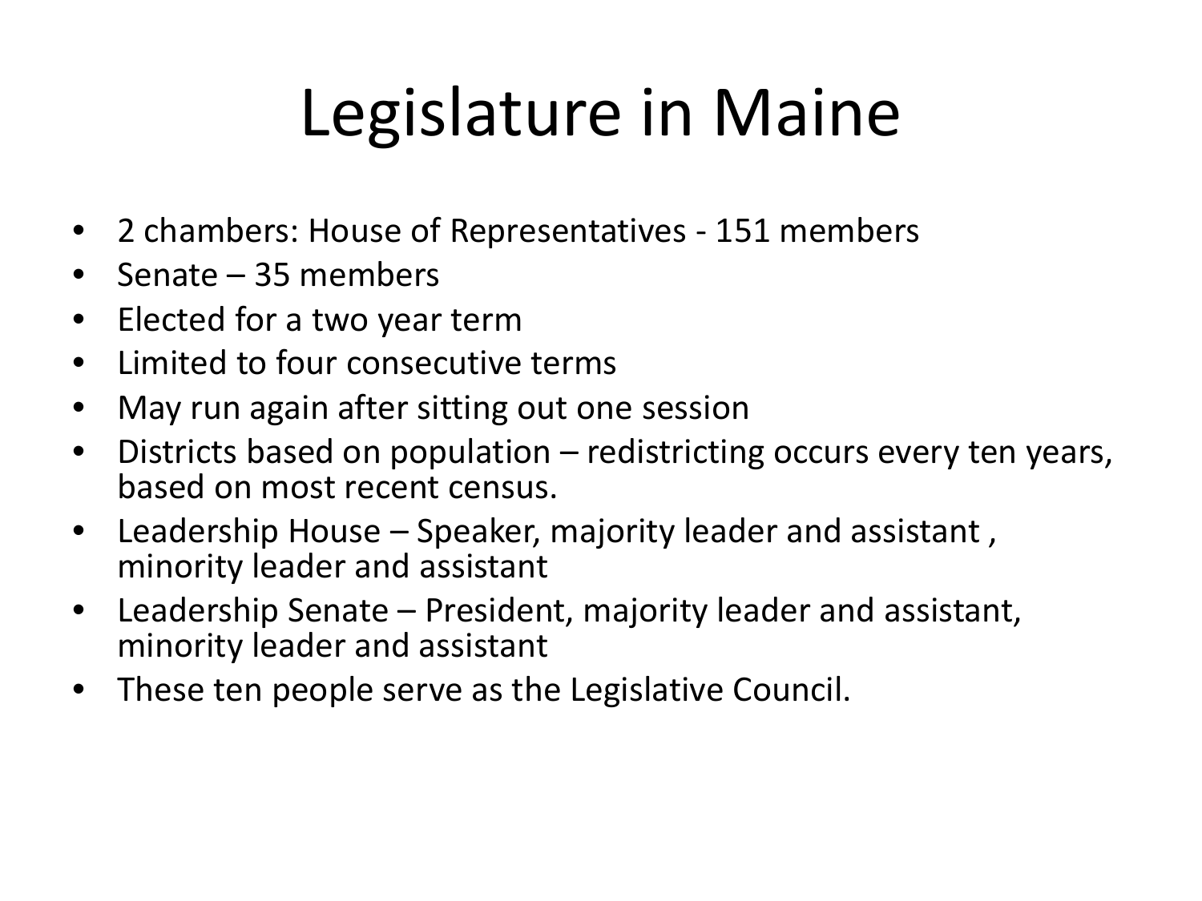# Legislature in Maine

- 2 chambers: House of Representatives - 151 members
- Senate – 35 members
- Elected for a two year term
- Limited to four consecutive terms
- May run again after sitting out one session
- Districts based on population – redistricting occurs every ten years, based on most recent census.
- Leadership House – Speaker, majority leader and assistant , minority leader and assistant
- Leadership Senate – President, majority leader and assistant, minority leader and assistant
- These ten people serve as the Legislative Council.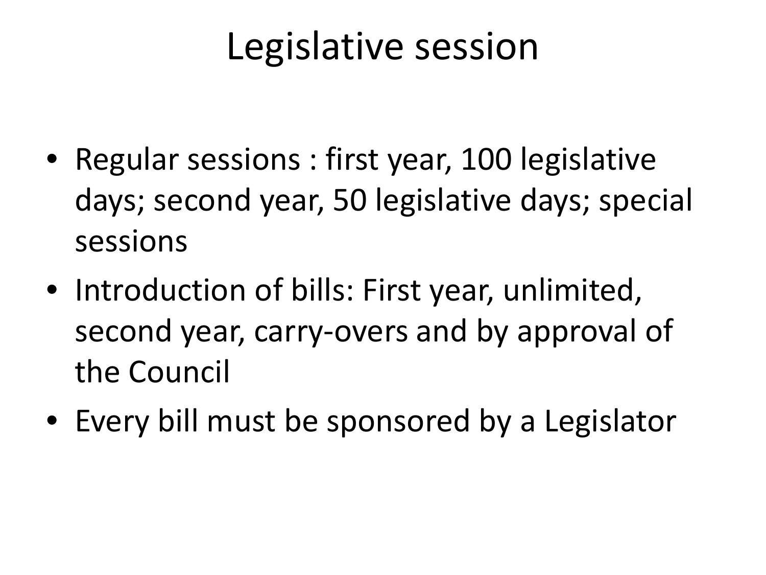# Legislative session

- Regular sessions : first year, 100 legislative days; second year, 50 legislative days; special sessions
- Introduction of bills: First year, unlimited, second year, carry-overs and by approval of the Council
- Every bill must be sponsored by a Legislator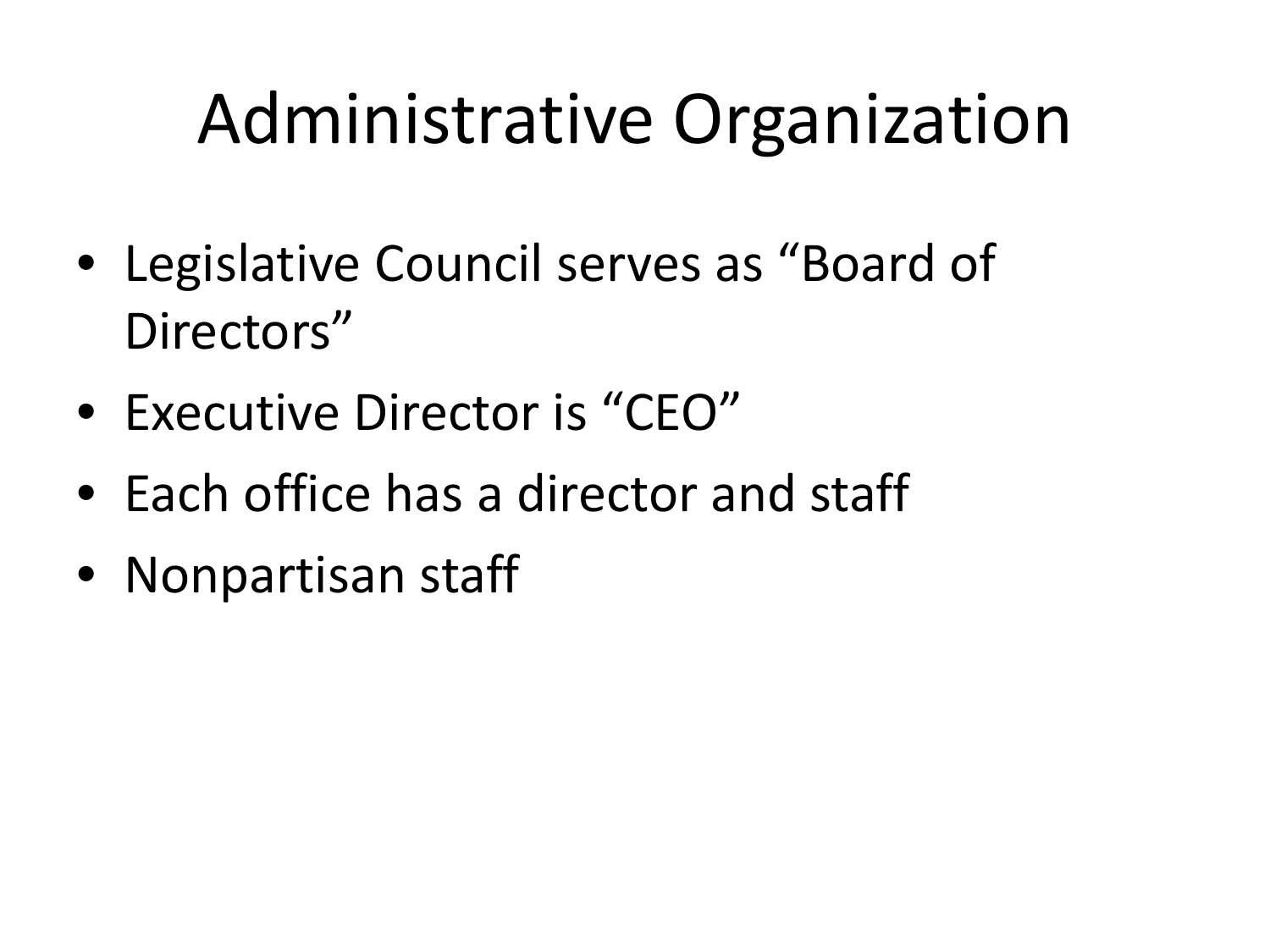# Administrative Organization

- Legislative Council serves as “Board of Directors”
- Executive Director is “CEO”
- Each office has a director and staff
- Nonpartisan staff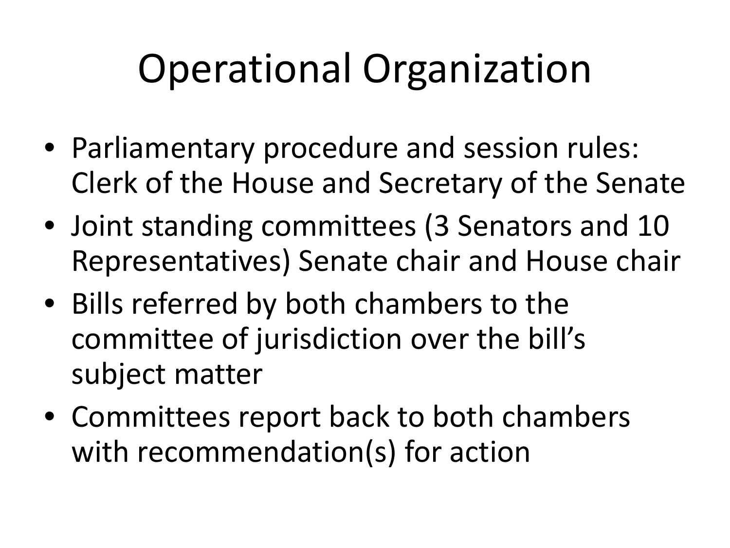# Operational Organization

- Parliamentary procedure and session rules: Clerk of the House and Secretary of the Senate
- Joint standing committees (3 Senators and 10 Representatives) Senate chair and House chair
- Bills referred by both chambers to the committee of jurisdiction over the bill's subject matter
- Committees report back to both chambers with recommendation(s) for action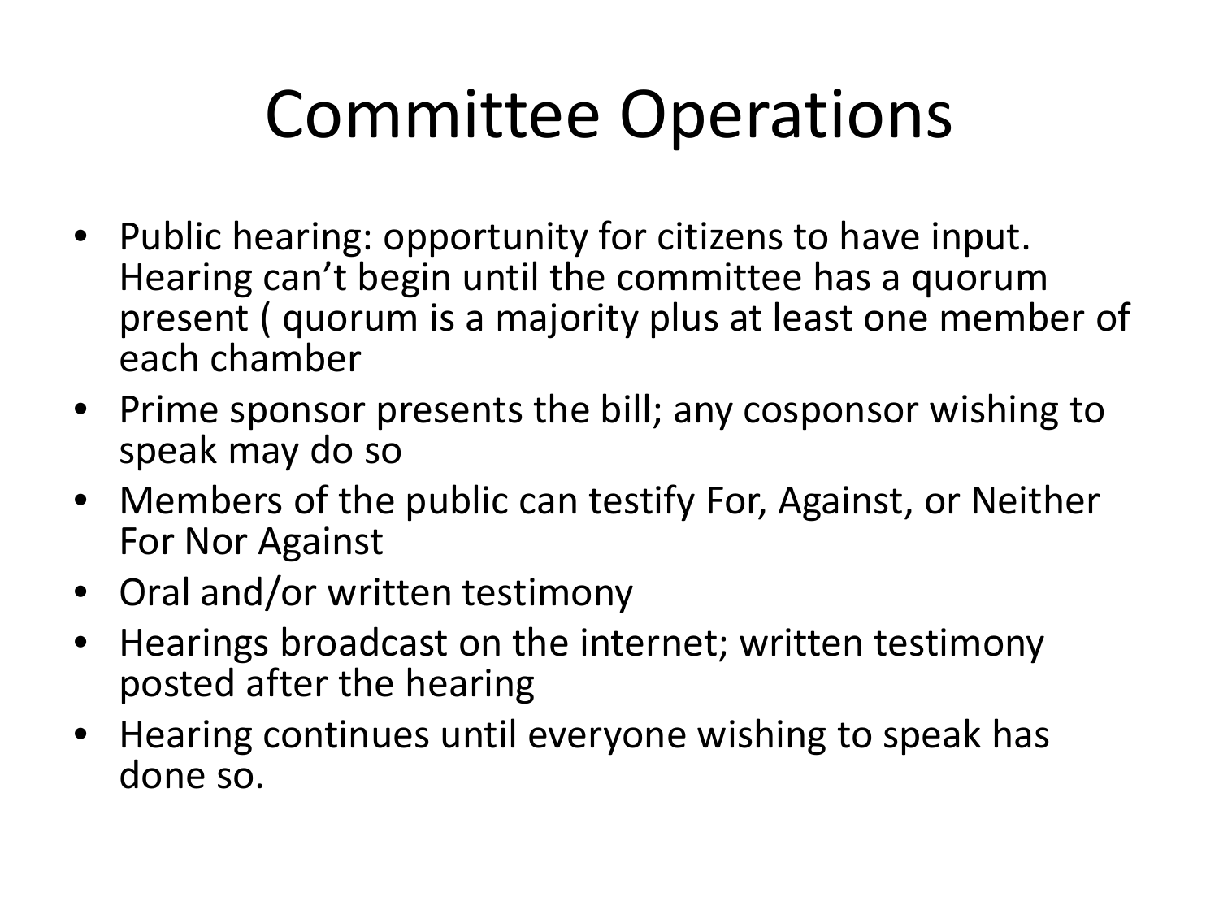# Committee Operations

- Public hearing: opportunity for citizens to have input. Hearing can't begin until the committee has a quorum present ( quorum is a majority plus at least one member of each chamber
- Prime sponsor presents the bill; any cosponsor wishing to speak may do so
- Members of the public can testify For, Against, or Neither For Nor Against
- Oral and/or written testimony
- Hearings broadcast on the internet; written testimony posted after the hearing
- Hearing continues until everyone wishing to speak has done so.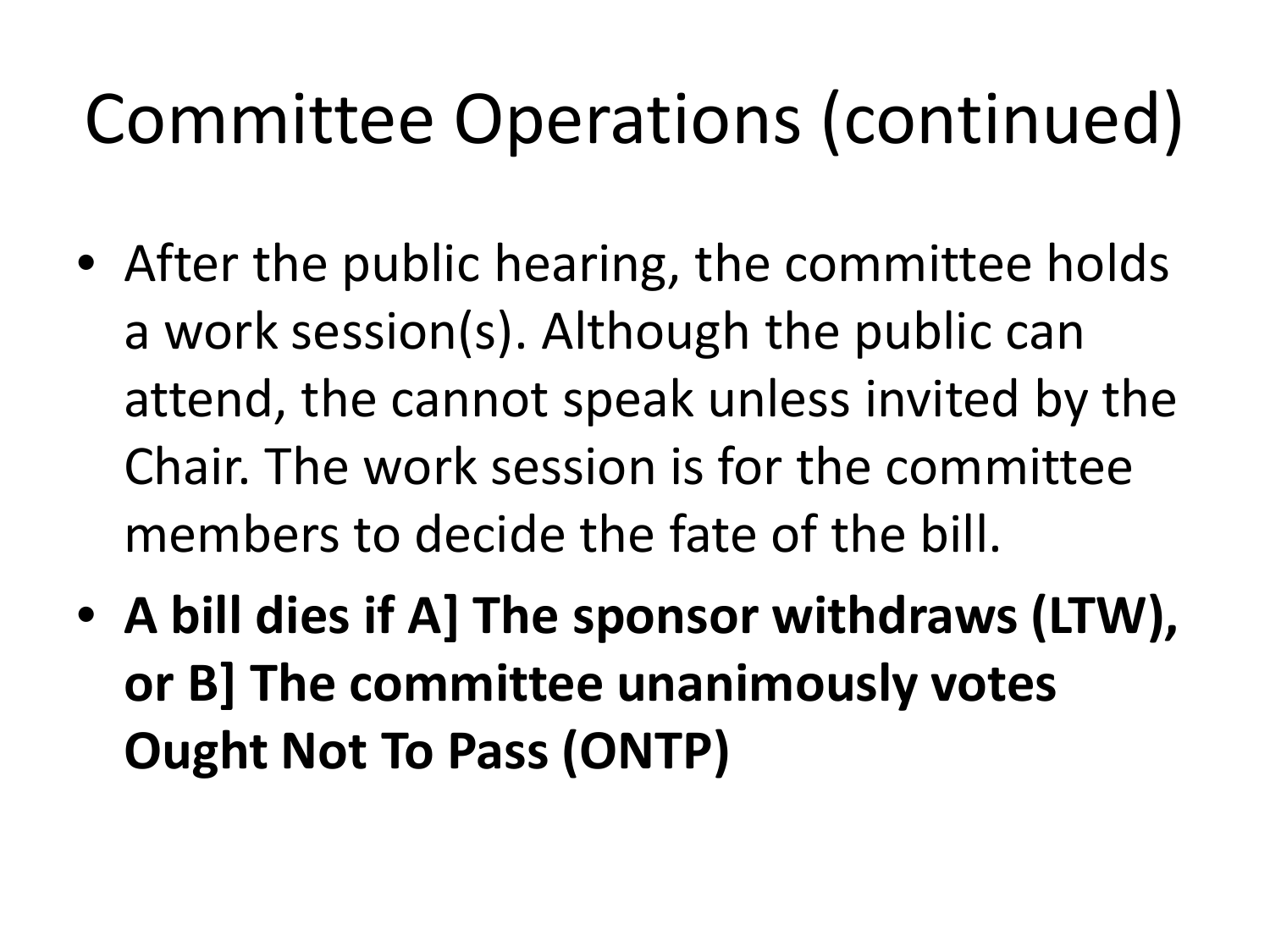# Committee Operations (continued)

- After the public hearing, the committee holds a work session(s). Although the public can attend, the cannot speak unless invited by the Chair. The work session is for the committee members to decide the fate of the bill.
- **A bill dies if A] The sponsor withdraws (LTW), or B] The committee unanimously votes Ought Not To Pass (ONTP)**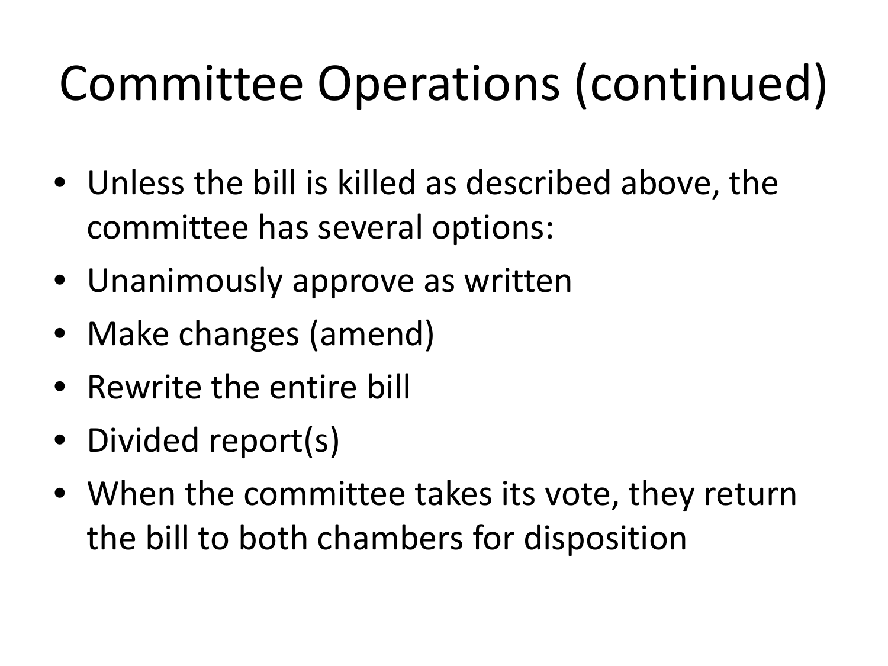# Committee Operations (continued)

- Unless the bill is killed as described above, the committee has several options:
- Unanimously approve as written
- Make changes (amend)
- Rewrite the entire bill
- Divided report(s)
- When the committee takes its vote, they return the bill to both chambers for disposition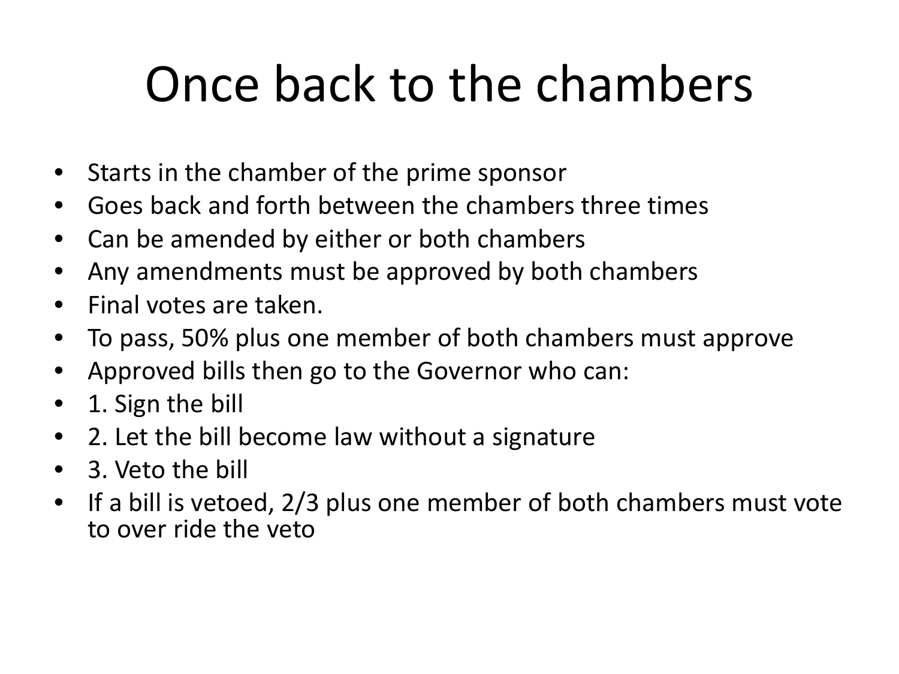# Once back to the chambers

- Starts in the chamber of the prime sponsor
- Goes back and forth between the chambers three times
- Can be amended by either or both chambers
- Any amendments must be approved by both chambers
- Final votes are taken.
- To pass, 50% plus one member of both chambers must approve
- Approved bills then go to the Governor who can:
- 1. Sign the bill
- 2. Let the bill become law without a signature
- 3. Veto the bill
- If a bill is vetoed, 2/3 plus one member of both chambers must vote to over ride the veto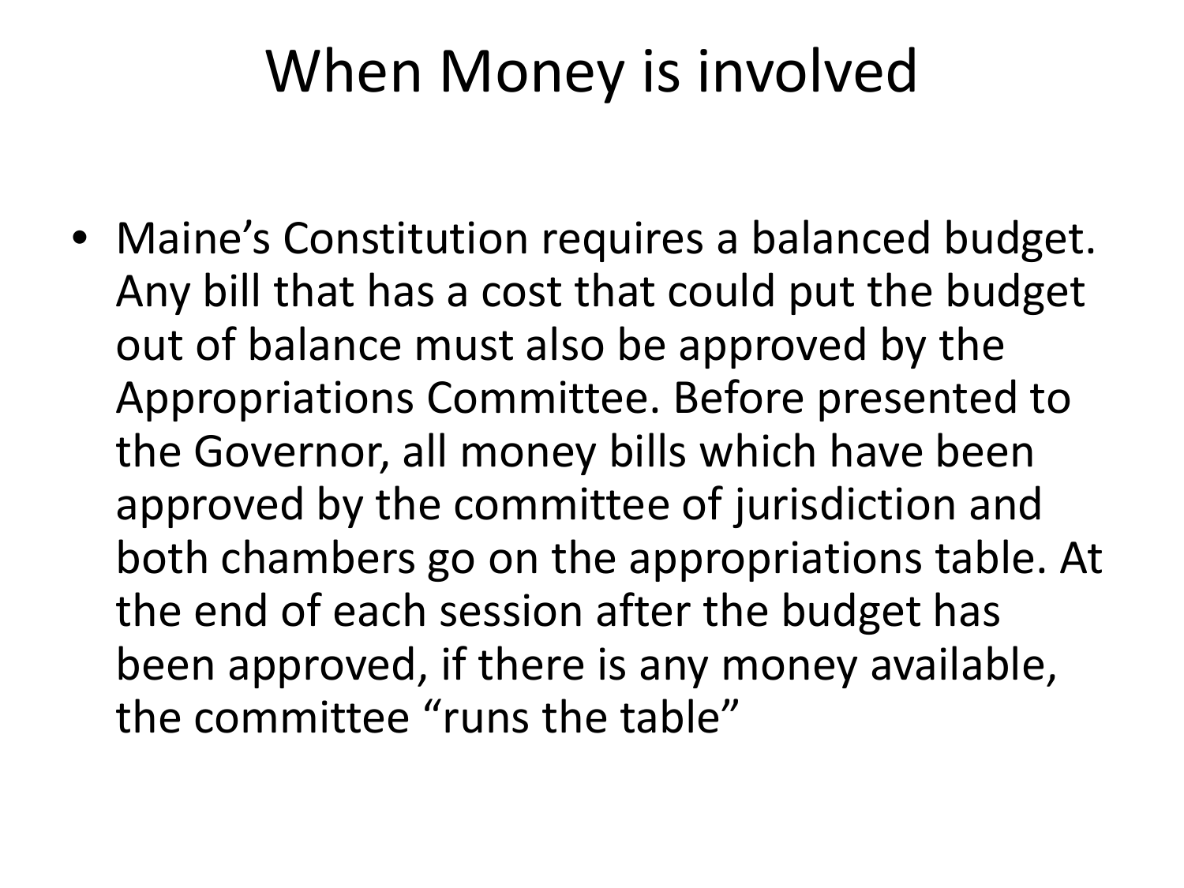# When Money is involved

- Maine's Constitution requires a balanced budget. Any bill that has a cost that could put the budget out of balance must also be approved by the Appropriations Committee. Before presented to the Governor, all money bills which have been approved by the committee of jurisdiction and both chambers go on the appropriations table. At the end of each session after the budget has been approved, if there is any money available, the committee "runs the table"